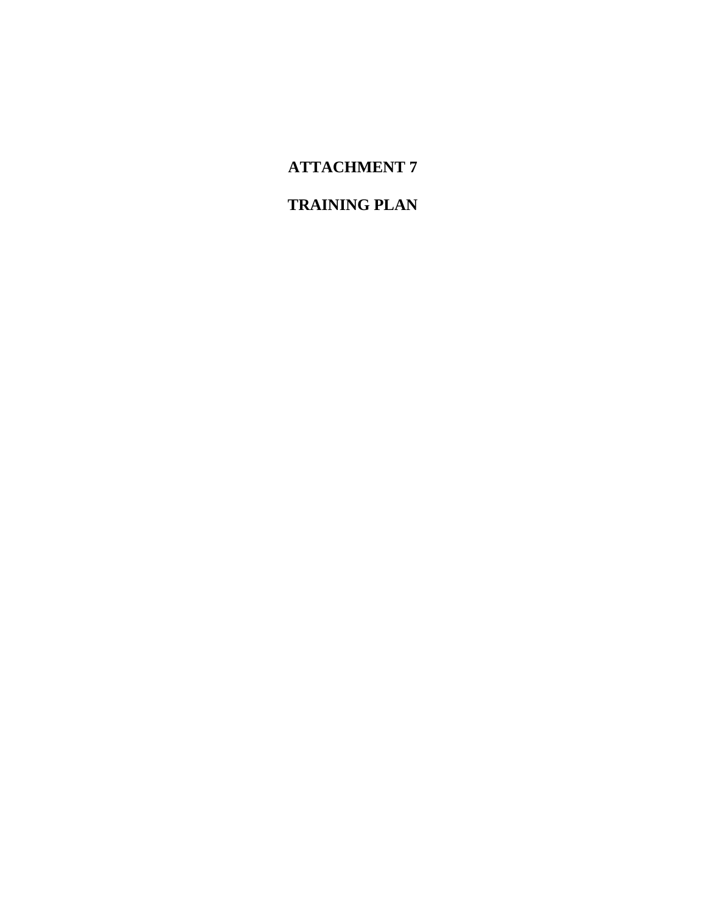# ATTACHMENT 7

# TRAINING PLAN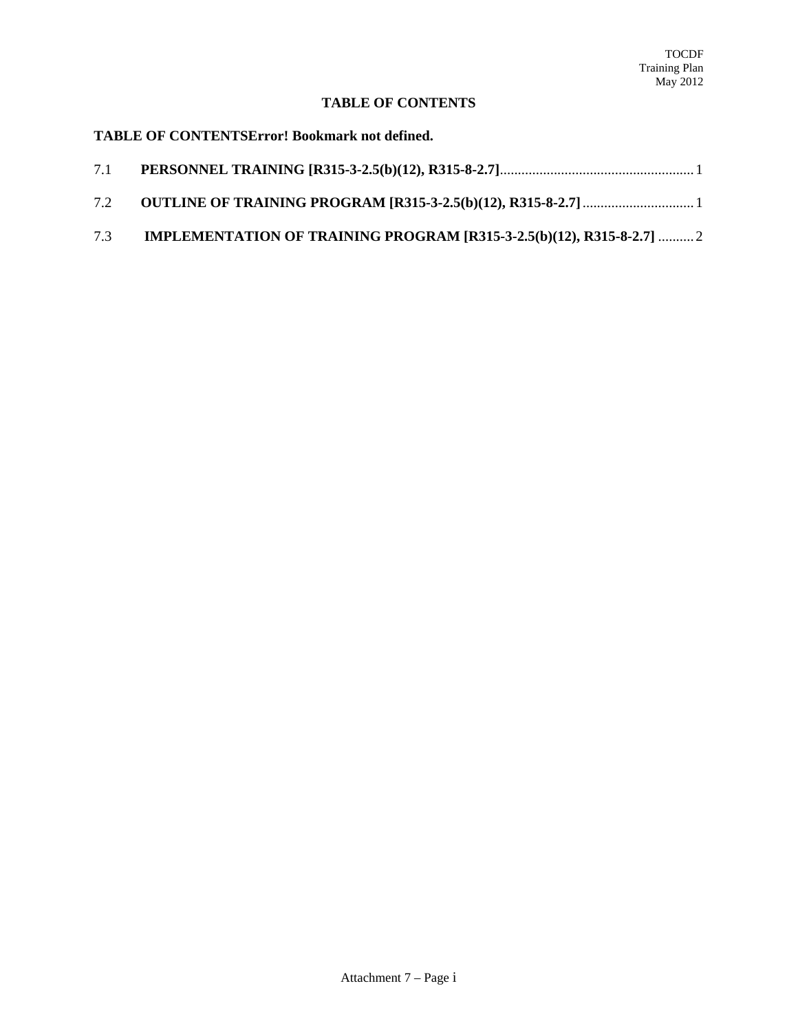# TABLE OF CONTENTS

**TABLE OF CONTENTSError! Bookmark not defined.**

7.1 **PERSONNEL TRAINING [R315-3-2.5(b)(12), R315-8-2.7]**...................................................... 1

7.2 **OUTLINE OF TRAINING PROGRAM [R315-3-2.5(b)(12), R315-8-2.7]**............................... 1

7.3 **IMPLEMENTATION OF TRAINING PROGRAM [R315-3-2.5(b)(12), R315-8-2.7]** .......... 2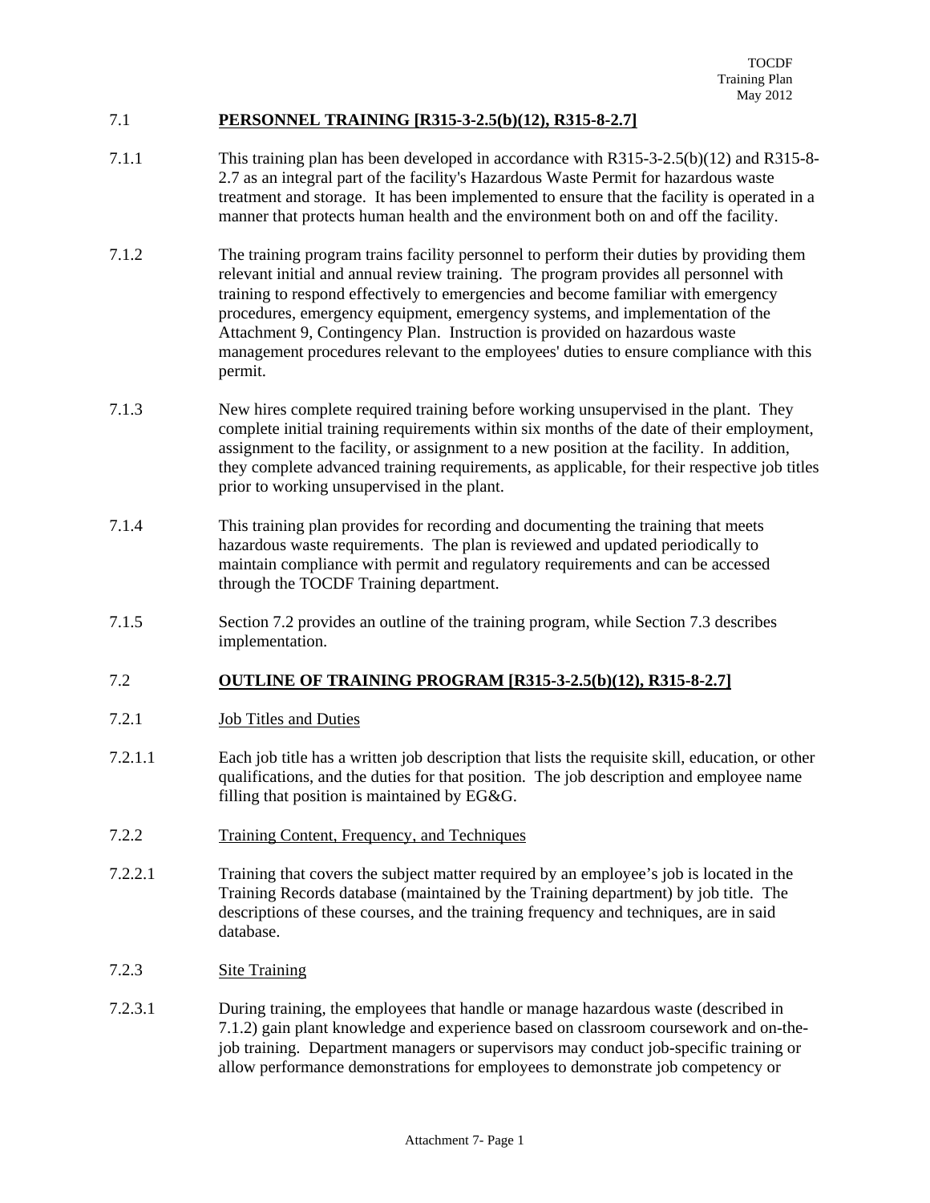## 7.1 PERSONNEL TRAINING [R315-3-2.5(b)(12), R315-8-2.7]

7.1.1 This training plan has been developed in accordance with R315-3-2.5(b)(12) and R315-8-2.7 as an integral part of the facility's Hazardous Waste Permit for hazardous waste treatment and storage. It has been implemented to ensure that the facility is operated in a manner that protects human health and the environment both on and off the facility.

7.1.2 The training program trains facility personnel to perform their duties by providing them relevant initial and annual review training. The program provides all personnel with training to respond effectively to emergencies and become familiar with emergency procedures, emergency equipment, emergency systems, and implementation of the Attachment 9, Contingency Plan. Instruction is provided on hazardous waste management procedures relevant to the employees' duties to ensure compliance with this permit.

7.1.3 New hires complete required training before working unsupervised in the plant. They complete initial training requirements within six months of the date of their employment, assignment to the facility, or assignment to a new position at the facility. In addition, they complete advanced training requirements, as applicable, for their respective job titles prior to working unsupervised in the plant.

7.1.4 This training plan provides for recording and documenting the training that meets hazardous waste requirements. The plan is reviewed and updated periodically to maintain compliance with permit and regulatory requirements and can be accessed through the TOCDF Training department.

7.1.5 Section 7.2 provides an outline of the training program, while Section 7.3 describes implementation.

## 7.2 OUTLINE OF TRAINING PROGRAM [R315-3-2.5(b)(12), R315-8-2.7]

### 7.2.1 Job Titles and Duties

7.2.1.1 Each job title has a written job description that lists the requisite skill, education, or other qualifications, and the duties for that position. The job description and employee name filling that position is maintained by EG&G.

### 7.2.2 Training Content, Frequency, and Techniques

7.2.2.1 Training that covers the subject matter required by an employee's job is located in the Training Records database (maintained by the Training department) by job title. The descriptions of these courses, and the training frequency and techniques, are in said database.

### 7.2.3 Site Training

7.2.3.1 During training, the employees that handle or manage hazardous waste (described in 7.1.2) gain plant knowledge and experience based on classroom coursework and on-the-job training. Department managers or supervisors may conduct job-specific training or allow performance demonstrations for employees to demonstrate job competency or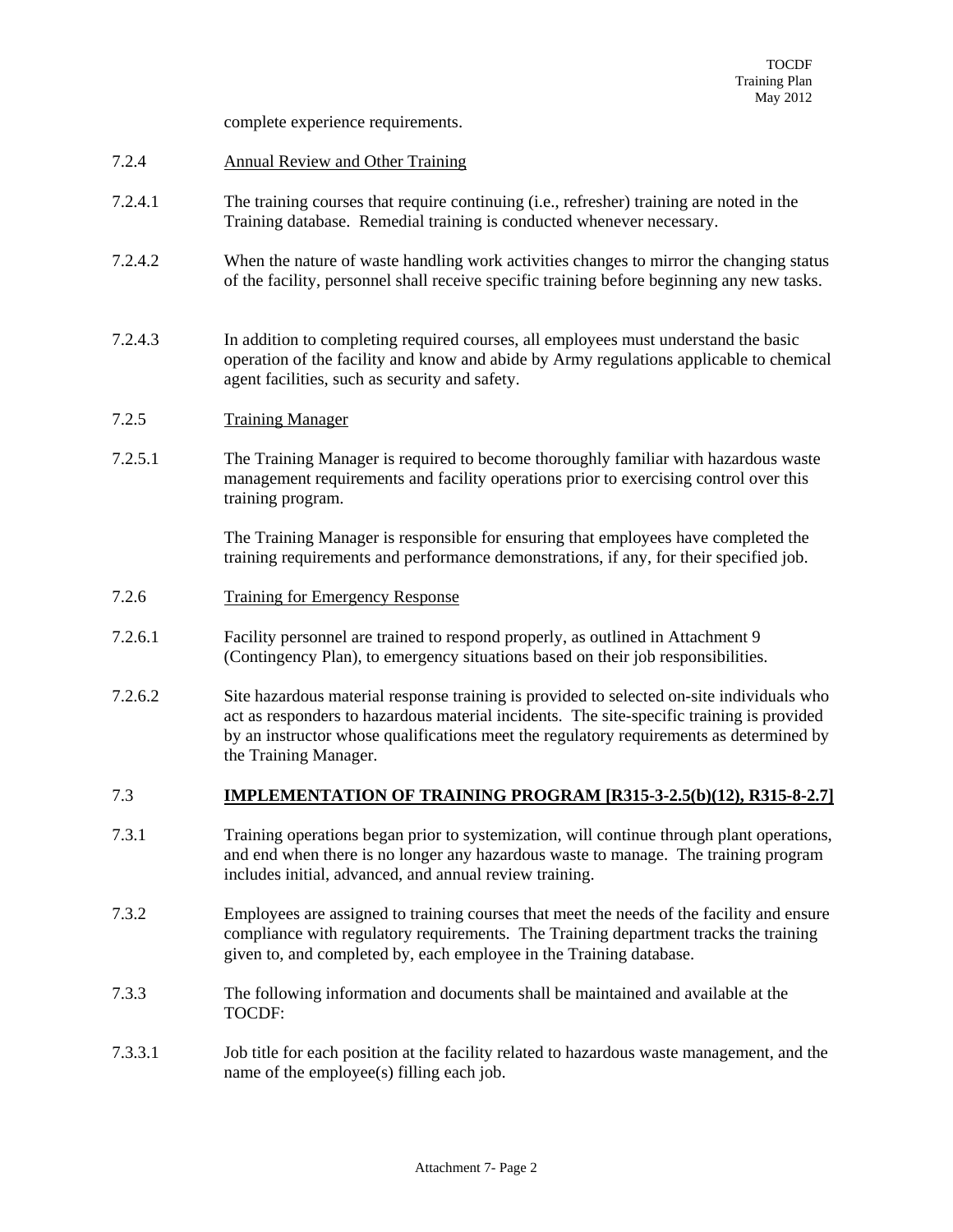complete experience requirements.

7.2.4 Annual Review and Other Training

7.2.4.1 The training courses that require continuing (i.e., refresher) training are noted in the Training database. Remedial training is conducted whenever necessary.

7.2.4.2 When the nature of waste handling work activities changes to mirror the changing status of the facility, personnel shall receive specific training before beginning any new tasks.

7.2.4.3 In addition to completing required courses, all employees must understand the basic operation of the facility and know and abide by Army regulations applicable to chemical agent facilities, such as security and safety.

7.2.5 Training Manager

7.2.5.1 The Training Manager is required to become thoroughly familiar with hazardous waste management requirements and facility operations prior to exercising control over this training program.

The Training Manager is responsible for ensuring that employees have completed the training requirements and performance demonstrations, if any, for their specified job.

7.2.6 Training for Emergency Response

7.2.6.1 Facility personnel are trained to respond properly, as outlined in Attachment 9 (Contingency Plan), to emergency situations based on their job responsibilities.

7.2.6.2 Site hazardous material response training is provided to selected on-site individuals who act as responders to hazardous material incidents. The site-specific training is provided by an instructor whose qualifications meet the regulatory requirements as determined by the Training Manager.

## 7.3 IMPLEMENTATION OF TRAINING PROGRAM [R315-3-2.5(b)(12), R315-8-2.7]

7.3.1 Training operations began prior to systemization, will continue through plant operations, and end when there is no longer any hazardous waste to manage. The training program includes initial, advanced, and annual review training.

7.3.2 Employees are assigned to training courses that meet the needs of the facility and ensure compliance with regulatory requirements. The Training department tracks the training given to, and completed by, each employee in the Training database.

7.3.3 The following information and documents shall be maintained and available at the TOCDF:

7.3.3.1 Job title for each position at the facility related to hazardous waste management, and the name of the employee(s) filling each job.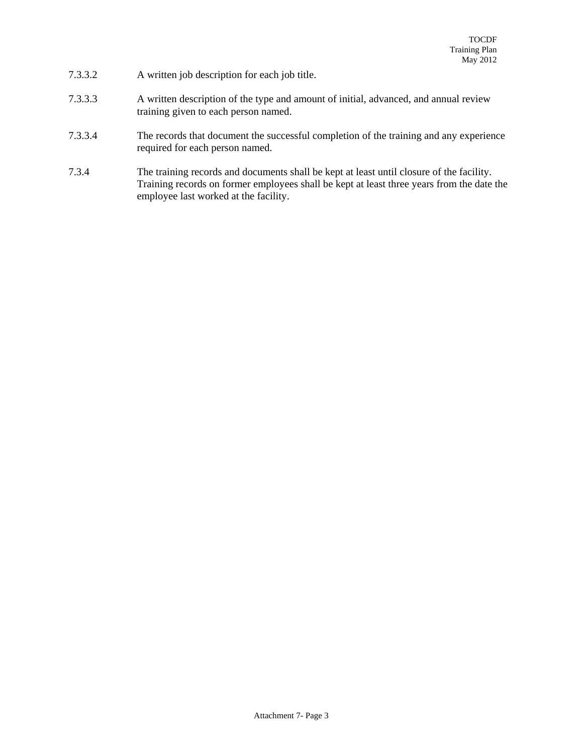7.3.3.2 A written job description for each job title.

7.3.3.3 A written description of the type and amount of initial, advanced, and annual review training given to each person named.

7.3.3.4 The records that document the successful completion of the training and any experience required for each person named.

7.3.4 The training records and documents shall be kept at least until closure of the facility. Training records on former employees shall be kept at least three years from the date the employee last worked at the facility.